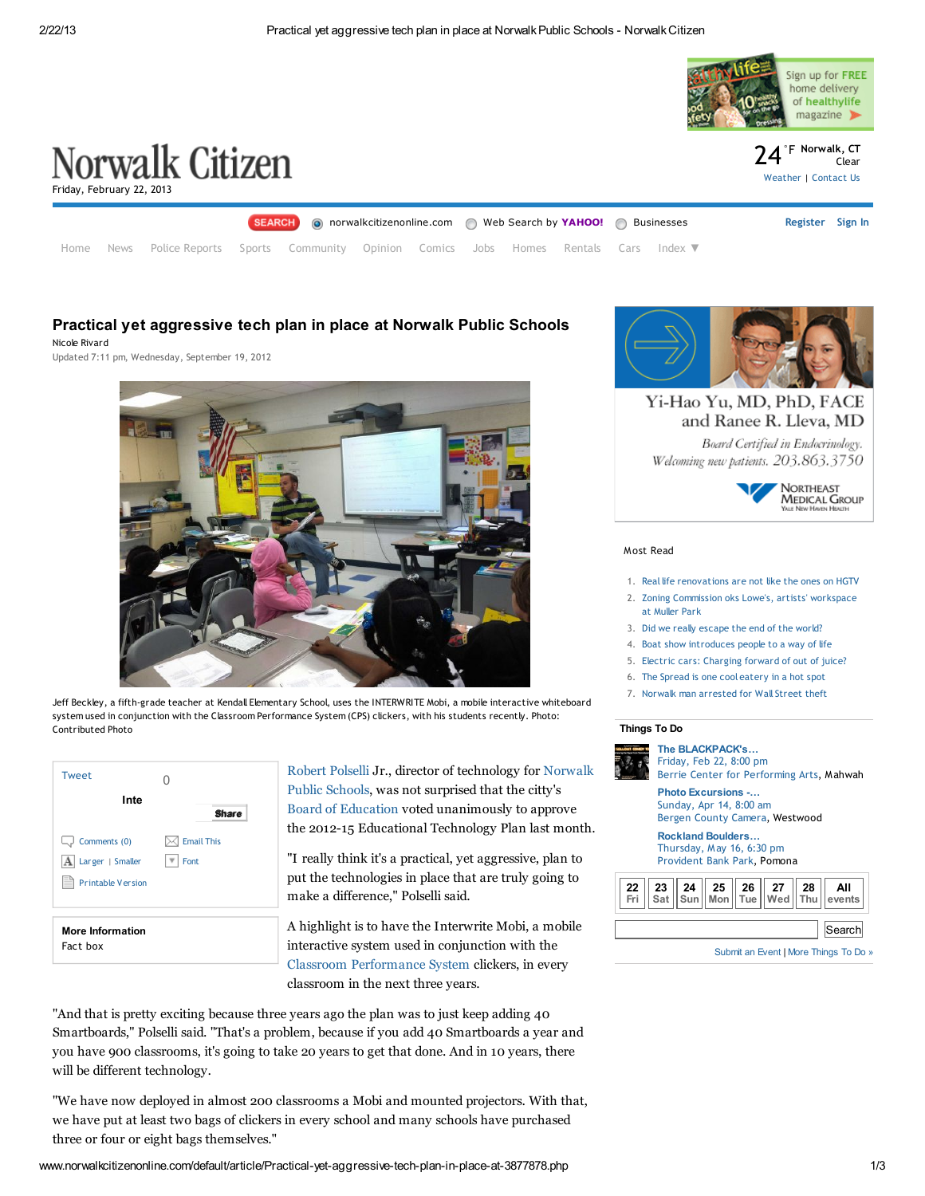# Practical yet aggressive tech plan in place at Norwalk Public Schools

Nicole Rivard

Updated 7:11 pm, Wednesday, September 19, 2012

Jeff Beckley, a fifth-grade teacher at Kendall Elementary School, uses the INTERWRITE Mobi, a mobile interactive whiteboard system used in conjunction with the Classroom Performance System (CPS) clickers, with his students recently. Photo: Contributed Photo

Robert Polselli Jr., director of technology for Norwalk Public Schools, was not surprised that the citty's Board of Education voted unanimously to approve the 2012-15 Educational Technology Plan last month.

"I really think it's a practical, yet aggressive, plan to put the technologies in place that are truly going to make a difference," Polselli said.

A highlight is to have the Interwrite Mobi, a mobile interactive system used in conjunction with the Classroom Performance System clickers, in every classroom in the next three years.

"And that is pretty exciting because three years ago the plan was to just keep adding 40 Smartboards," Polselli said. "That's a problem, because if you add 40 Smartboards a year and you have 900 classrooms, it's going to take 20 years to get that done. And in 10 years, there will be different technology.

"We have now deployed in almost 200 classrooms a Mobi and mounted projectors. With that, we have put at least two bags of clickers in every school and many schools have purchased three or four or eight bags themselves."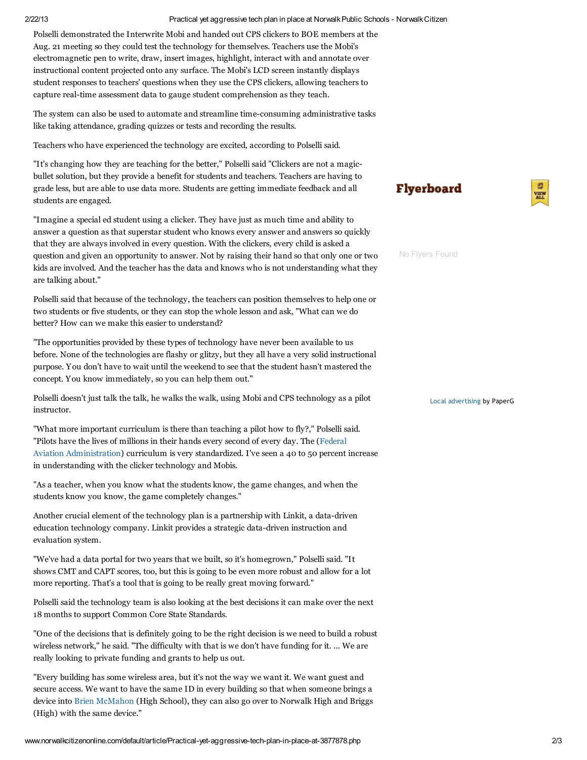Polselli demonstrated the Interwrite Mobi and handed out CPS clickers to BOE members at the Aug. 21 meeting so they could test the technology for themselves. Teachers use the Mobi's electromagnetic pen to write, draw, insert images, highlight, interact with and annotate over instructional content projected onto any surface. The Mobi's LCD screen instantly displays student responses to teachers' questions when they use the CPS clickers, allowing teachers to capture real-time assessment data to gauge student comprehension as they teach.

The system can also be used to automate and streamline time-consuming administrative tasks like taking attendance, grading quizzes or tests and recording the results.

Teachers who have experienced the technology are excited, according to Polselli said.

"It's changing how they are teaching for the better," Polselli said "Clickers are not a magic-bullet solution, but they provide a benefit for students and teachers. Teachers are having to grade less, but are able to use data more. Students are getting immediate feedback and all students are engaged.

"Imagine a special ed student using a clicker. They have just as much time and ability to answer a question as that superstar student who knows every answer and answers so quickly that they are always involved in every question. With the clickers, every child is asked a question and given an opportunity to answer. Not by raising their hand so that only one or two kids are involved. And the teacher has the data and knows who is not understanding what they are talking about."

Polselli said that because of the technology, the teachers can position themselves to help one or two students or five students, or they can stop the whole lesson and ask, "What can we do better? How can we make this easier to understand?

"The opportunities provided by these types of technology have never been available to us before. None of the technologies are flashy or glitzy, but they all have a very solid instructional purpose. You don't have to wait until the weekend to see that the student hasn't mastered the concept. You know immediately, so you can help them out."

Polselli doesn't just talk the talk, he walks the walk, using Mobi and CPS technology as a pilot instructor.

"What more important curriculum is there than teaching a pilot how to fly?," Polselli said. "Pilots have the lives of millions in their hands every second of every day. The (Federal Aviation Administration) curriculum is very standardized. I've seen a 40 to 50 percent increase in understanding with the clicker technology and Mobis.

"As a teacher, when you know what the students know, the game changes, and when the students know you know, the game completely changes."

Another crucial element of the technology plan is a partnership with Linkit, a data-driven education technology company. Linkit provides a strategic data-driven instruction and evaluation system.

"We've had a data portal for two years that we built, so it's homegrown," Polselli said. "It shows CMT and CAPT scores, too, but this is going to be even more robust and allow for a lot more reporting. That's a tool that is going to be really great moving forward."

Polselli said the technology team is also looking at the best decisions it can make over the next 18 months to support Common Core State Standards.

"One of the decisions that is definitely going to be the right decision is we need to build a robust wireless network," he said. "The difficulty with that is we don't have funding for it. ... We are really looking to private funding and grants to help us out.

"Every building has some wireless area, but it's not the way we want it. We want guest and secure access. We want to have the same ID in every building so that when someone brings a device into Brien McMahon (High School), they can also go over to Norwalk High and Briggs (High) with the same device."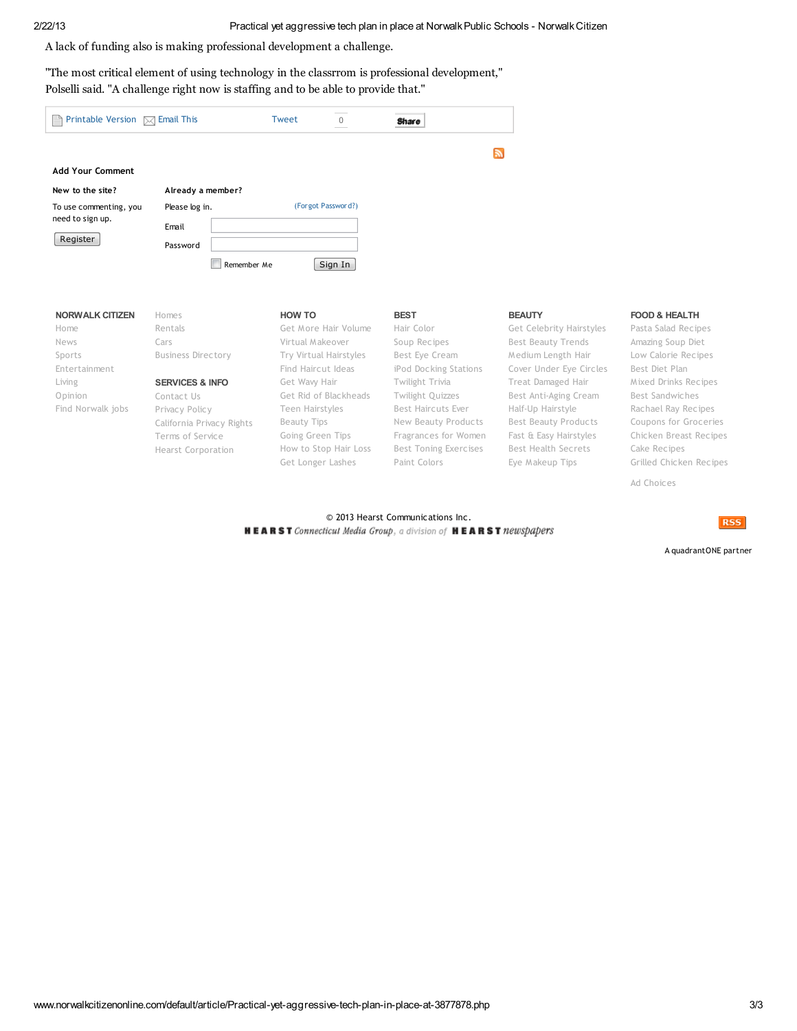A lack of funding also is making professional development a challenge.

"The most critical element of using technology in the classrrom is professional development," Polselli said. "A challenge right now is staffing and to be able to provide that."

Printable Version Email This Tweet 0 Share

**Add Your Comment**

**New to the site?**

To use commenting, you need to sign up.

Register

**Already a member?**

Please log in. (Forgot Password?)

Email

Password

Remember Me Sign In

**NORWALK CITIZEN**
- Home
- News
- Sports
- Entertainment
- Living
- Opinion
- Find Norwalk jobs
- Homes
- Rentals
- Cars
- Business Directory

**SERVICES & INFO**
- Contact Us
- Privacy Policy
- California Privacy Rights
- Terms of Service
- Hearst Corporation

**HOW TO**
- Get More Hair Volume
- Virtual Makeover
- Try Virtual Hairstyles
- Find Haircut Ideas
- Get Wavy Hair
- Get Rid of Blackheads
- Teen Hairstyles
- Beauty Tips
- Going Green Tips
- How to Stop Hair Loss
- Get Longer Lashes

**BEST**
- Hair Color
- Soup Recipes
- Best Eye Cream
- iPod Docking Stations
- Twilight Trivia
- Twilight Quizzes
- Best Haircuts Ever
- New Beauty Products
- Fragrances for Women
- Best Toning Exercises
- Paint Colors

**BEAUTY**
- Get Celebrity Hairstyles
- Best Beauty Trends
- Medium Length Hair
- Cover Under Eye Circles
- Treat Damaged Hair
- Best Anti-Aging Cream
- Half-Up Hairstyle
- Best Beauty Products
- Fast & Easy Hairstyles
- Best Health Secrets
- Eye Makeup Tips

**FOOD & HEALTH**
- Pasta Salad Recipes
- Amazing Soup Diet
- Low Calorie Recipes
- Best Diet Plan
- Mixed Drinks Recipes
- Best Sandwiches
- Rachael Ray Recipes
- Coupons for Groceries
- Chicken Breast Recipes
- Cake Recipes
- Grilled Chicken Recipes

Ad Choices

© 2013 Hearst Communications Inc.

HEARST Connecticut Media Group, a division of HEARST newspapers

RSS

A quadrantONE partner